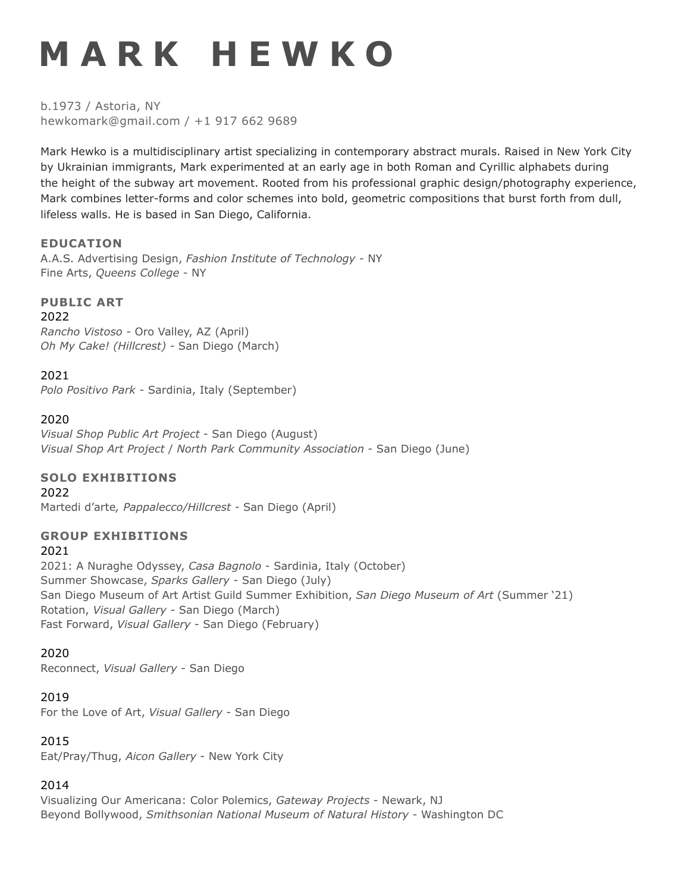# M A R K H E W K O

b.1973 / Astoria, NY
hewkomark@gmail.com / +1 917 662 9689

Mark Hewko is a multidisciplinary artist specializing in contemporary abstract murals. Raised in New York City by Ukrainian immigrants, Mark experimented at an early age in both Roman and Cyrillic alphabets during the height of the subway art movement. Rooted from his professional graphic design/photography experience, Mark combines letter-forms and color schemes into bold, geometric compositions that burst forth from dull, lifeless walls. He is based in San Diego, California.

## EDUCATION

A.A.S. Advertising Design, *Fashion Institute of Technology* - NY
Fine Arts, *Queens College* - NY

## PUBLIC ART

2022
*Rancho Vistoso* - Oro Valley, AZ (April)
*Oh My Cake! (Hillcrest)* - San Diego (March)

2021
*Polo Positivo Park* - Sardinia, Italy (September)

2020
*Visual Shop Public Art Project* - San Diego (August)
*Visual Shop Art Project* / *North Park Community Association* - San Diego (June)

## SOLO EXHIBITIONS

2022
Martedi d'arte*, Pappalecco/Hillcrest* - San Diego (April)

## GROUP EXHIBITIONS

2021
2021: A Nuraghe Odyssey, *Casa Bagnolo* - Sardinia, Italy (October)
Summer Showcase, *Sparks Gallery* - San Diego (July)
San Diego Museum of Art Artist Guild Summer Exhibition, *San Diego Museum of Art* (Summer '21)
Rotation, *Visual Gallery* - San Diego (March)
Fast Forward, *Visual Gallery* - San Diego (February)

2020
Reconnect, *Visual Gallery* - San Diego

2019
For the Love of Art, *Visual Gallery* - San Diego

2015
Eat/Pray/Thug, *Aicon Gallery* - New York City

2014
Visualizing Our Americana: Color Polemics, *Gateway Projects* - Newark, NJ
Beyond Bollywood, *Smithsonian National Museum of Natural History* - Washington DC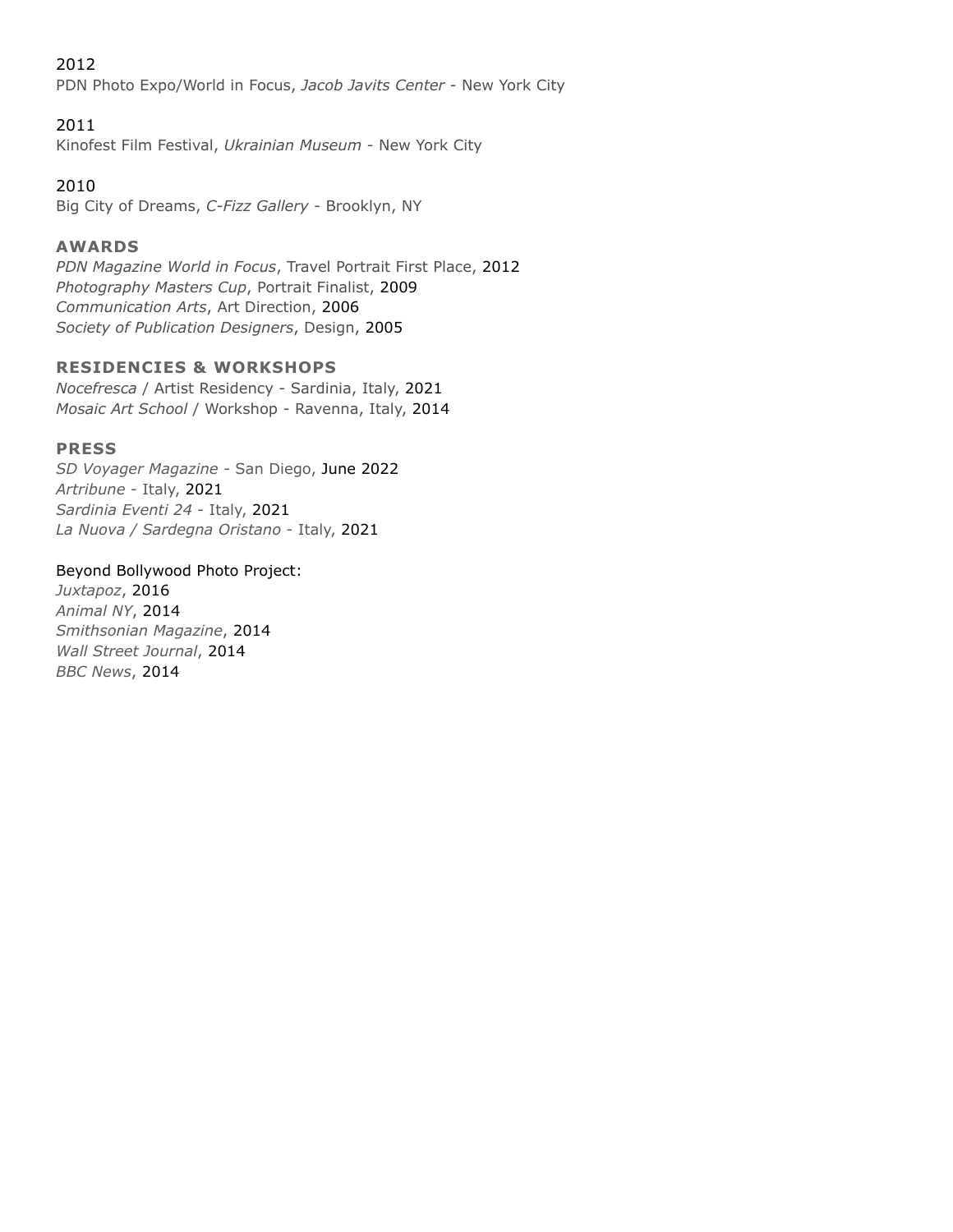2012
PDN Photo Expo/World in Focus, *Jacob Javits Center* - New York City

2011
Kinofest Film Festival, *Ukrainian Museum* - New York City

2010
Big City of Dreams, *C-Fizz Gallery* - Brooklyn, NY

## AWARDS

*PDN Magazine World in Focus*, Travel Portrait First Place, 2012
*Photography Masters Cup*, Portrait Finalist, 2009
*Communication Arts*, Art Direction, 2006
*Society of Publication Designers*, Design, 2005

## RESIDENCIES & WORKSHOPS

*Nocefresca* / Artist Residency - Sardinia, Italy, 2021
*Mosaic Art School* / Workshop - Ravenna, Italy, 2014

## PRESS

*SD Voyager Magazine* - San Diego, June 2022
*Artribune* - Italy, 2021
*Sardinia Eventi 24* - Italy, 2021
*La Nuova / Sardegna Oristano* - Italy, 2021

Beyond Bollywood Photo Project:
*Juxtapoz*, 2016
*Animal NY*, 2014
*Smithsonian Magazine*, 2014
*Wall Street Journal*, 2014
*BBC News*, 2014